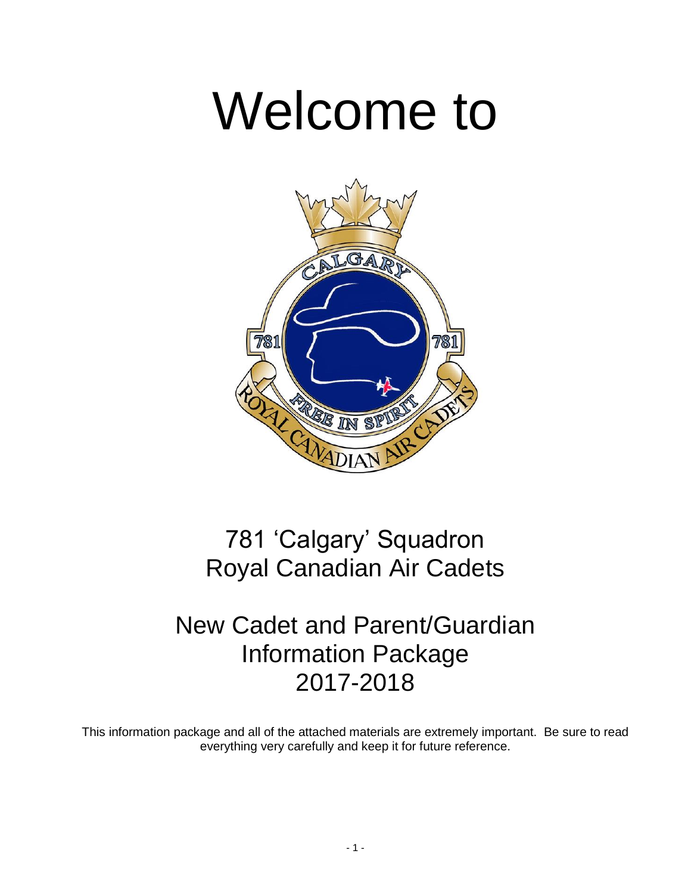# Welcome to

781 'Calgary' Squadron
Royal Canadian Air Cadets

New Cadet and Parent/Guardian
Information Package
2017-2018

This information package and all of the attached materials are extremely important. Be sure to read everything very carefully and keep it for future reference.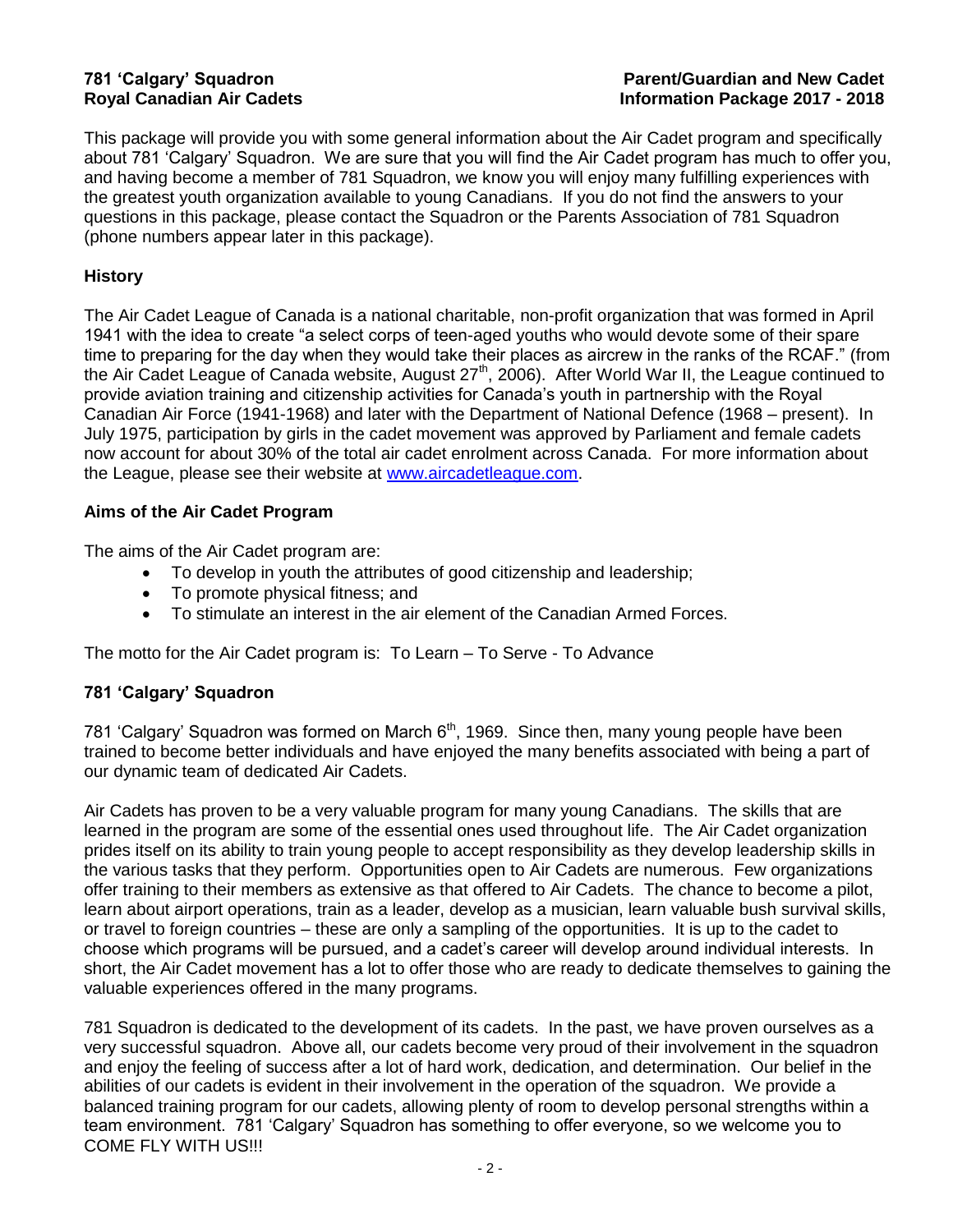**781 'Calgary' Squadron**
**Royal Canadian Air Cadets**

**Parent/Guardian and New Cadet Information Package 2017 - 2018**

This package will provide you with some general information about the Air Cadet program and specifically about 781 'Calgary' Squadron. We are sure that you will find the Air Cadet program has much to offer you, and having become a member of 781 Squadron, we know you will enjoy many fulfilling experiences with the greatest youth organization available to young Canadians. If you do not find the answers to your questions in this package, please contact the Squadron or the Parents Association of 781 Squadron (phone numbers appear later in this package).

## History

The Air Cadet League of Canada is a national charitable, non-profit organization that was formed in April 1941 with the idea to create "a select corps of teen-aged youths who would devote some of their spare time to preparing for the day when they would take their places as aircrew in the ranks of the RCAF." (from the Air Cadet League of Canada website, August 27th, 2006). After World War II, the League continued to provide aviation training and citizenship activities for Canada's youth in partnership with the Royal Canadian Air Force (1941-1968) and later with the Department of National Defence (1968 – present). In July 1975, participation by girls in the cadet movement was approved by Parliament and female cadets now account for about 30% of the total air cadet enrolment across Canada. For more information about the League, please see their website at www.aircadetleague.com.

## Aims of the Air Cadet Program

The aims of the Air Cadet program are:

- To develop in youth the attributes of good citizenship and leadership;
- To promote physical fitness; and
- To stimulate an interest in the air element of the Canadian Armed Forces.

The motto for the Air Cadet program is: To Learn – To Serve - To Advance

## 781 'Calgary' Squadron

781 'Calgary' Squadron was formed on March 6th, 1969. Since then, many young people have been trained to become better individuals and have enjoyed the many benefits associated with being a part of our dynamic team of dedicated Air Cadets.

Air Cadets has proven to be a very valuable program for many young Canadians. The skills that are learned in the program are some of the essential ones used throughout life. The Air Cadet organization prides itself on its ability to train young people to accept responsibility as they develop leadership skills in the various tasks that they perform. Opportunities open to Air Cadets are numerous. Few organizations offer training to their members as extensive as that offered to Air Cadets. The chance to become a pilot, learn about airport operations, train as a leader, develop as a musician, learn valuable bush survival skills, or travel to foreign countries – these are only a sampling of the opportunities. It is up to the cadet to choose which programs will be pursued, and a cadet's career will develop around individual interests. In short, the Air Cadet movement has a lot to offer those who are ready to dedicate themselves to gaining the valuable experiences offered in the many programs.

781 Squadron is dedicated to the development of its cadets. In the past, we have proven ourselves as a very successful squadron. Above all, our cadets become very proud of their involvement in the squadron and enjoy the feeling of success after a lot of hard work, dedication, and determination. Our belief in the abilities of our cadets is evident in their involvement in the operation of the squadron. We provide a balanced training program for our cadets, allowing plenty of room to develop personal strengths within a team environment. 781 'Calgary' Squadron has something to offer everyone, so we welcome you to COME FLY WITH US!!!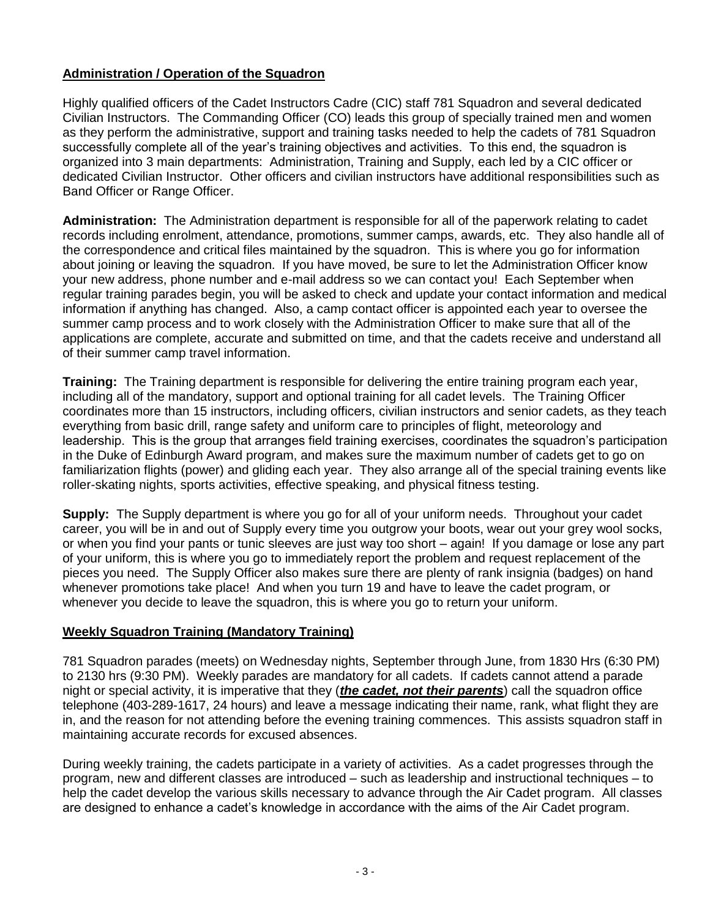## Administration / Operation of the Squadron

Highly qualified officers of the Cadet Instructors Cadre (CIC) staff 781 Squadron and several dedicated Civilian Instructors. The Commanding Officer (CO) leads this group of specially trained men and women as they perform the administrative, support and training tasks needed to help the cadets of 781 Squadron successfully complete all of the year's training objectives and activities. To this end, the squadron is organized into 3 main departments: Administration, Training and Supply, each led by a CIC officer or dedicated Civilian Instructor. Other officers and civilian instructors have additional responsibilities such as Band Officer or Range Officer.

**Administration:** The Administration department is responsible for all of the paperwork relating to cadet records including enrolment, attendance, promotions, summer camps, awards, etc. They also handle all of the correspondence and critical files maintained by the squadron. This is where you go for information about joining or leaving the squadron. If you have moved, be sure to let the Administration Officer know your new address, phone number and e-mail address so we can contact you! Each September when regular training parades begin, you will be asked to check and update your contact information and medical information if anything has changed. Also, a camp contact officer is appointed each year to oversee the summer camp process and to work closely with the Administration Officer to make sure that all of the applications are complete, accurate and submitted on time, and that the cadets receive and understand all of their summer camp travel information.

**Training:** The Training department is responsible for delivering the entire training program each year, including all of the mandatory, support and optional training for all cadet levels. The Training Officer coordinates more than 15 instructors, including officers, civilian instructors and senior cadets, as they teach everything from basic drill, range safety and uniform care to principles of flight, meteorology and leadership. This is the group that arranges field training exercises, coordinates the squadron's participation in the Duke of Edinburgh Award program, and makes sure the maximum number of cadets get to go on familiarization flights (power) and gliding each year. They also arrange all of the special training events like roller-skating nights, sports activities, effective speaking, and physical fitness testing.

**Supply:** The Supply department is where you go for all of your uniform needs. Throughout your cadet career, you will be in and out of Supply every time you outgrow your boots, wear out your grey wool socks, or when you find your pants or tunic sleeves are just way too short – again! If you damage or lose any part of your uniform, this is where you go to immediately report the problem and request replacement of the pieces you need. The Supply Officer also makes sure there are plenty of rank insignia (badges) on hand whenever promotions take place! And when you turn 19 and have to leave the cadet program, or whenever you decide to leave the squadron, this is where you go to return your uniform.

## Weekly Squadron Training (Mandatory Training)

781 Squadron parades (meets) on Wednesday nights, September through June, from 1830 Hrs (6:30 PM) to 2130 hrs (9:30 PM). Weekly parades are mandatory for all cadets. If cadets cannot attend a parade night or special activity, it is imperative that they (***the cadet, not their parents***) call the squadron office telephone (403-289-1617, 24 hours) and leave a message indicating their name, rank, what flight they are in, and the reason for not attending before the evening training commences. This assists squadron staff in maintaining accurate records for excused absences.

During weekly training, the cadets participate in a variety of activities. As a cadet progresses through the program, new and different classes are introduced – such as leadership and instructional techniques – to help the cadet develop the various skills necessary to advance through the Air Cadet program. All classes are designed to enhance a cadet's knowledge in accordance with the aims of the Air Cadet program.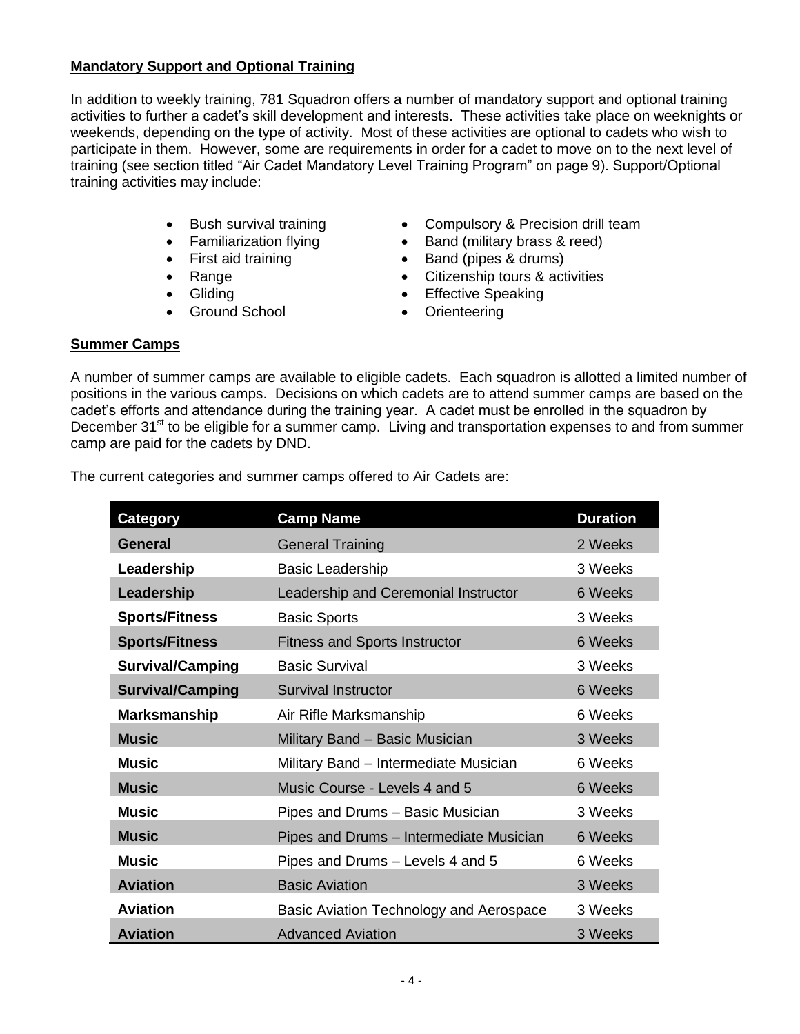**Mandatory Support and Optional Training**

In addition to weekly training, 781 Squadron offers a number of mandatory support and optional training activities to further a cadet's skill development and interests. These activities take place on weeknights or weekends, depending on the type of activity. Most of these activities are optional to cadets who wish to participate in them. However, some are requirements in order for a cadet to move on to the next level of training (see section titled "Air Cadet Mandatory Level Training Program" on page 9). Support/Optional training activities may include:

- Bush survival training
- Familiarization flying
- First aid training
- Range
- Gliding
- Ground School
- Compulsory & Precision drill team
- Band (military brass & reed)
- Band (pipes & drums)
- Citizenship tours & activities
- Effective Speaking
- Orienteering

**Summer Camps**

A number of summer camps are available to eligible cadets. Each squadron is allotted a limited number of positions in the various camps. Decisions on which cadets are to attend summer camps are based on the cadet's efforts and attendance during the training year. A cadet must be enrolled in the squadron by December 31st to be eligible for a summer camp. Living and transportation expenses to and from summer camp are paid for the cadets by DND.

The current categories and summer camps offered to Air Cadets are:

| Category | Camp Name | Duration |
|---|---|---|
| **General** | General Training | 2 Weeks |
| **Leadership** | Basic Leadership | 3 Weeks |
| **Leadership** | Leadership and Ceremonial Instructor | 6 Weeks |
| **Sports/Fitness** | Basic Sports | 3 Weeks |
| **Sports/Fitness** | Fitness and Sports Instructor | 6 Weeks |
| **Survival/Camping** | Basic Survival | 3 Weeks |
| **Survival/Camping** | Survival Instructor | 6 Weeks |
| **Marksmanship** | Air Rifle Marksmanship | 6 Weeks |
| **Music** | Military Band – Basic Musician | 3 Weeks |
| **Music** | Military Band – Intermediate Musician | 6 Weeks |
| **Music** | Music Course - Levels 4 and 5 | 6 Weeks |
| **Music** | Pipes and Drums – Basic Musician | 3 Weeks |
| **Music** | Pipes and Drums – Intermediate Musician | 6 Weeks |
| **Music** | Pipes and Drums – Levels 4 and 5 | 6 Weeks |
| **Aviation** | Basic Aviation | 3 Weeks |
| **Aviation** | Basic Aviation Technology and Aerospace | 3 Weeks |
| **Aviation** | Advanced Aviation | 3 Weeks |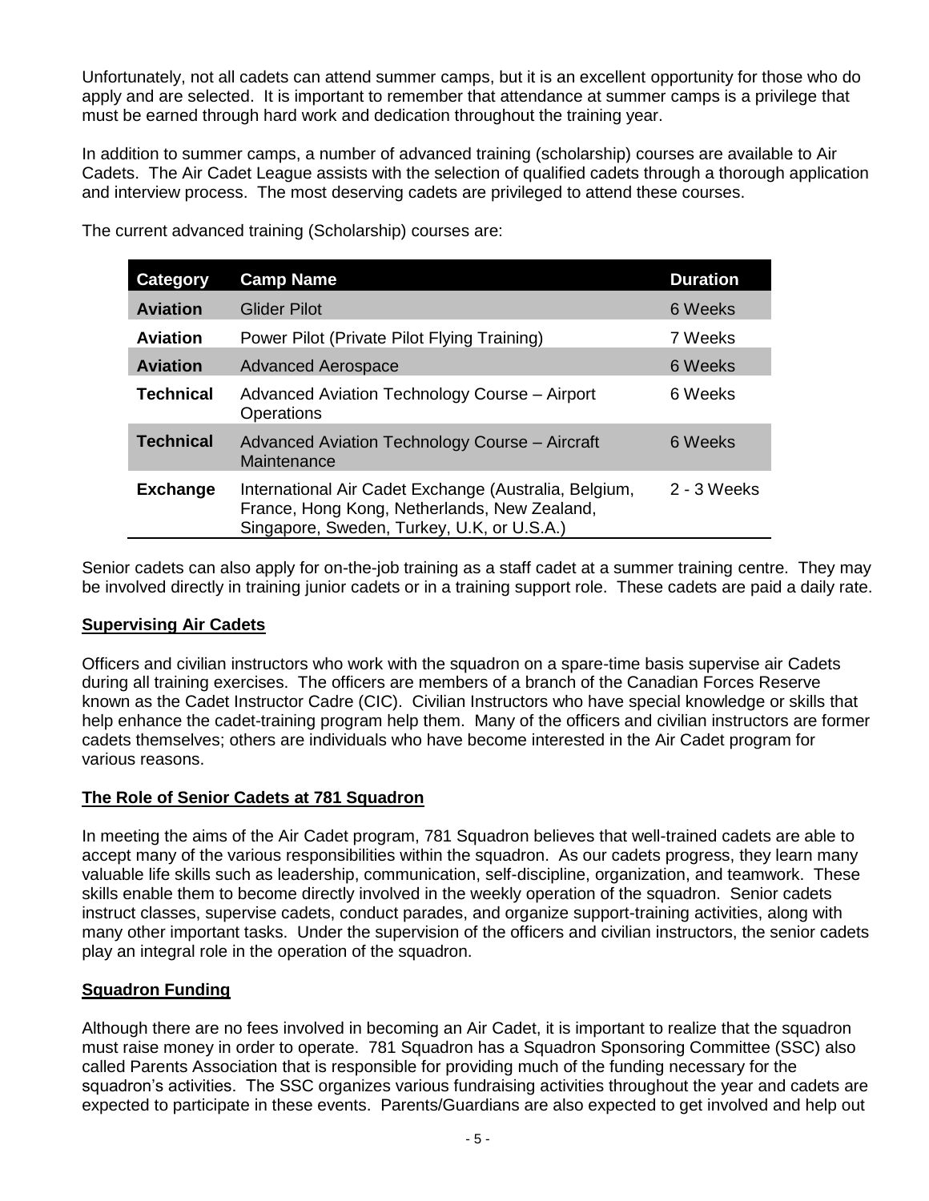Unfortunately, not all cadets can attend summer camps, but it is an excellent opportunity for those who do apply and are selected. It is important to remember that attendance at summer camps is a privilege that must be earned through hard work and dedication throughout the training year.

In addition to summer camps, a number of advanced training (scholarship) courses are available to Air Cadets. The Air Cadet League assists with the selection of qualified cadets through a thorough application and interview process. The most deserving cadets are privileged to attend these courses.

The current advanced training (Scholarship) courses are:

| Category | Camp Name | Duration |
|---|---|---|
| **Aviation** | Glider Pilot | 6 Weeks |
| **Aviation** | Power Pilot (Private Pilot Flying Training) | 7 Weeks |
| **Aviation** | Advanced Aerospace | 6 Weeks |
| **Technical** | Advanced Aviation Technology Course – Airport Operations | 6 Weeks |
| **Technical** | Advanced Aviation Technology Course – Aircraft Maintenance | 6 Weeks |
| **Exchange** | International Air Cadet Exchange (Australia, Belgium, France, Hong Kong, Netherlands, New Zealand, Singapore, Sweden, Turkey, U.K, or U.S.A.) | 2 - 3 Weeks |

Senior cadets can also apply for on-the-job training as a staff cadet at a summer training centre. They may be involved directly in training junior cadets or in a training support role. These cadets are paid a daily rate.

## Supervising Air Cadets

Officers and civilian instructors who work with the squadron on a spare-time basis supervise air Cadets during all training exercises. The officers are members of a branch of the Canadian Forces Reserve known as the Cadet Instructor Cadre (CIC). Civilian Instructors who have special knowledge or skills that help enhance the cadet-training program help them. Many of the officers and civilian instructors are former cadets themselves; others are individuals who have become interested in the Air Cadet program for various reasons.

## The Role of Senior Cadets at 781 Squadron

In meeting the aims of the Air Cadet program, 781 Squadron believes that well-trained cadets are able to accept many of the various responsibilities within the squadron. As our cadets progress, they learn many valuable life skills such as leadership, communication, self-discipline, organization, and teamwork. These skills enable them to become directly involved in the weekly operation of the squadron. Senior cadets instruct classes, supervise cadets, conduct parades, and organize support-training activities, along with many other important tasks. Under the supervision of the officers and civilian instructors, the senior cadets play an integral role in the operation of the squadron.

## Squadron Funding

Although there are no fees involved in becoming an Air Cadet, it is important to realize that the squadron must raise money in order to operate. 781 Squadron has a Squadron Sponsoring Committee (SSC) also called Parents Association that is responsible for providing much of the funding necessary for the squadron's activities. The SSC organizes various fundraising activities throughout the year and cadets are expected to participate in these events. Parents/Guardians are also expected to get involved and help out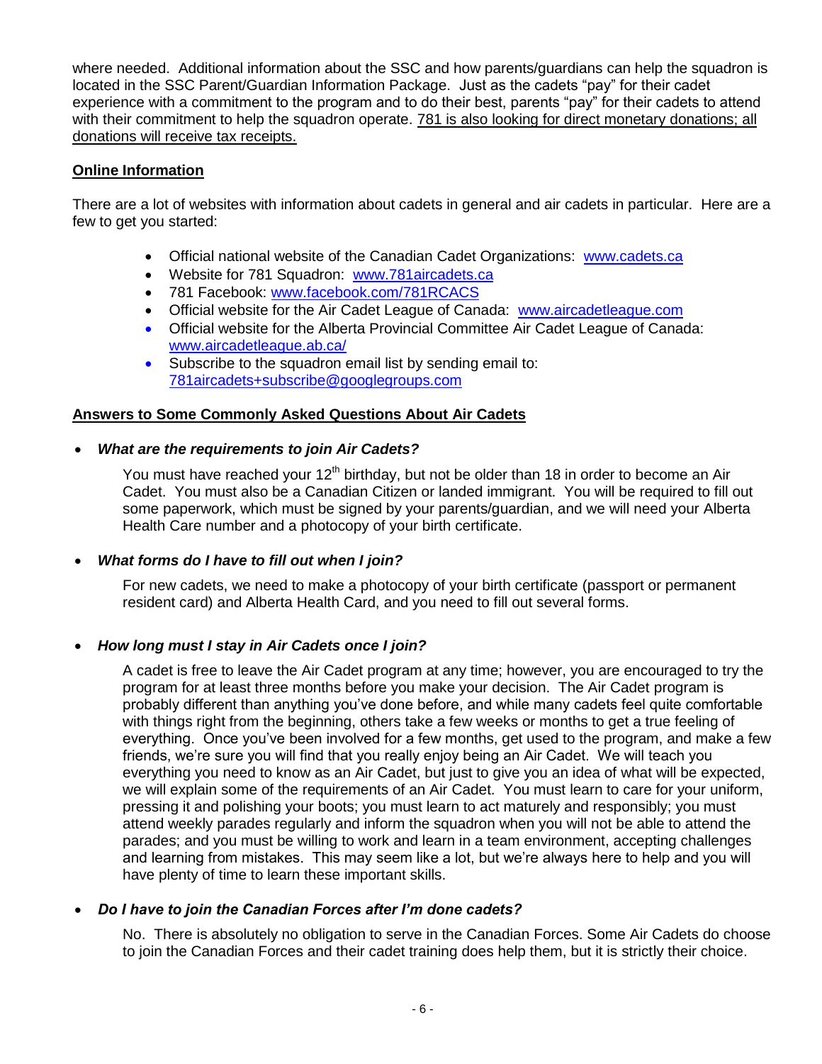where needed. Additional information about the SSC and how parents/guardians can help the squadron is located in the SSC Parent/Guardian Information Package. Just as the cadets "pay" for their cadet experience with a commitment to the program and to do their best, parents "pay" for their cadets to attend with their commitment to help the squadron operate. 781 is also looking for direct monetary donations; all donations will receive tax receipts.

## Online Information

There are a lot of websites with information about cadets in general and air cadets in particular. Here are a few to get you started:

- Official national website of the Canadian Cadet Organizations: www.cadets.ca
- Website for 781 Squadron: www.781aircadets.ca
- 781 Facebook: www.facebook.com/781RCACS
- Official website for the Air Cadet League of Canada: www.aircadetleague.com
- Official website for the Alberta Provincial Committee Air Cadet League of Canada: www.aircadetleague.ab.ca/
- Subscribe to the squadron email list by sending email to: 781aircadets+subscribe@googlegroups.com

## Answers to Some Commonly Asked Questions About Air Cadets

- ***What are the requirements to join Air Cadets?***

  You must have reached your 12th birthday, but not be older than 18 in order to become an Air Cadet. You must also be a Canadian Citizen or landed immigrant. You will be required to fill out some paperwork, which must be signed by your parents/guardian, and we will need your Alberta Health Care number and a photocopy of your birth certificate.

- ***What forms do I have to fill out when I join?***

  For new cadets, we need to make a photocopy of your birth certificate (passport or permanent resident card) and Alberta Health Card, and you need to fill out several forms.

- ***How long must I stay in Air Cadets once I join?***

  A cadet is free to leave the Air Cadet program at any time; however, you are encouraged to try the program for at least three months before you make your decision. The Air Cadet program is probably different than anything you've done before, and while many cadets feel quite comfortable with things right from the beginning, others take a few weeks or months to get a true feeling of everything. Once you've been involved for a few months, get used to the program, and make a few friends, we're sure you will find that you really enjoy being an Air Cadet. We will teach you everything you need to know as an Air Cadet, but just to give you an idea of what will be expected, we will explain some of the requirements of an Air Cadet. You must learn to care for your uniform, pressing it and polishing your boots; you must learn to act maturely and responsibly; you must attend weekly parades regularly and inform the squadron when you will not be able to attend the parades; and you must be willing to work and learn in a team environment, accepting challenges and learning from mistakes. This may seem like a lot, but we're always here to help and you will have plenty of time to learn these important skills.

- ***Do I have to join the Canadian Forces after I'm done cadets?***

  No. There is absolutely no obligation to serve in the Canadian Forces. Some Air Cadets do choose to join the Canadian Forces and their cadet training does help them, but it is strictly their choice.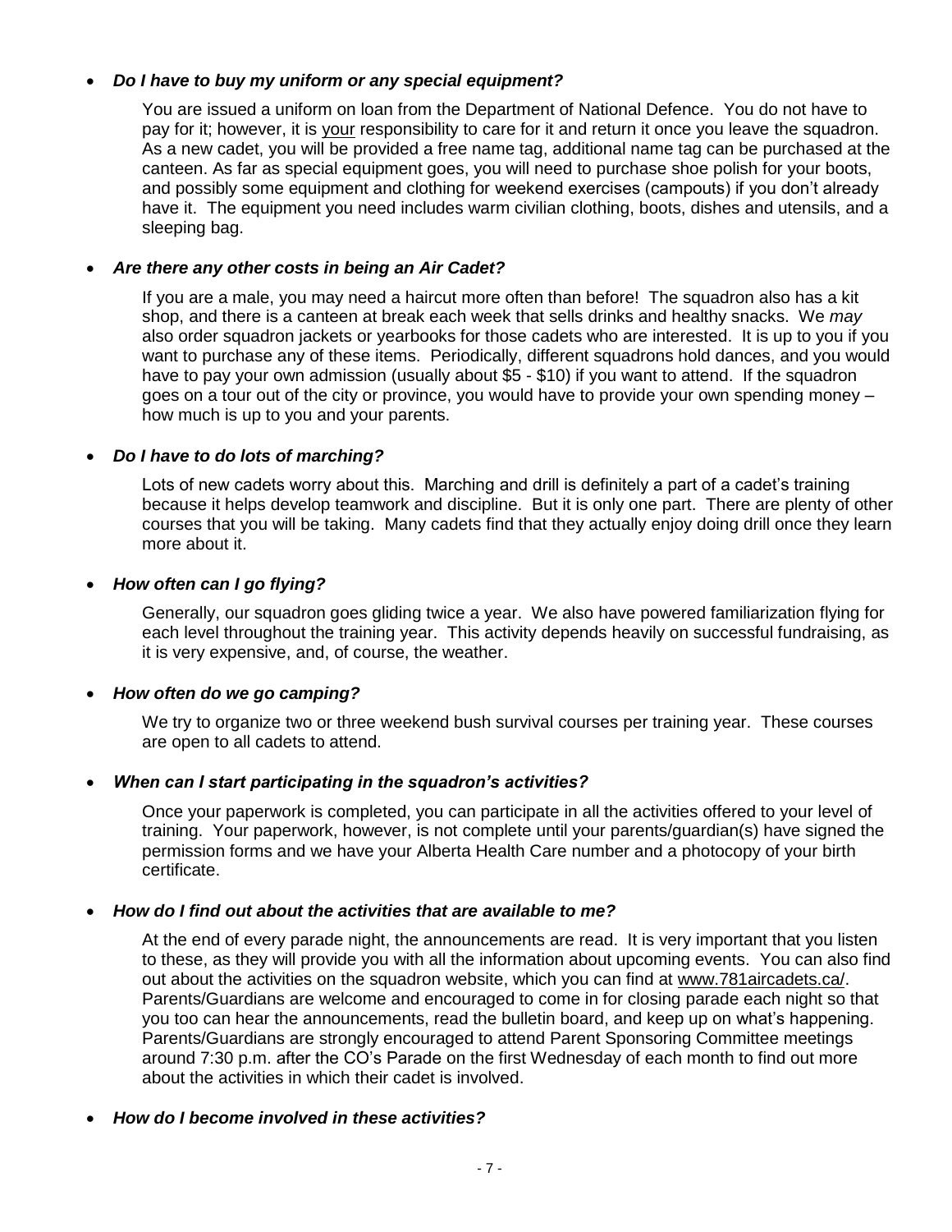- ***Do I have to buy my uniform or any special equipment?***

  You are issued a uniform on loan from the Department of National Defence. You do not have to pay for it; however, it is your responsibility to care for it and return it once you leave the squadron. As a new cadet, you will be provided a free name tag, additional name tag can be purchased at the canteen. As far as special equipment goes, you will need to purchase shoe polish for your boots, and possibly some equipment and clothing for weekend exercises (campouts) if you don't already have it. The equipment you need includes warm civilian clothing, boots, dishes and utensils, and a sleeping bag.

- ***Are there any other costs in being an Air Cadet?***

  If you are a male, you may need a haircut more often than before! The squadron also has a kit shop, and there is a canteen at break each week that sells drinks and healthy snacks. We *may* also order squadron jackets or yearbooks for those cadets who are interested. It is up to you if you want to purchase any of these items. Periodically, different squadrons hold dances, and you would have to pay your own admission (usually about $5 - $10) if you want to attend. If the squadron goes on a tour out of the city or province, you would have to provide your own spending money – how much is up to you and your parents.

- ***Do I have to do lots of marching?***

  Lots of new cadets worry about this. Marching and drill is definitely a part of a cadet's training because it helps develop teamwork and discipline. But it is only one part. There are plenty of other courses that you will be taking. Many cadets find that they actually enjoy doing drill once they learn more about it.

- ***How often can I go flying?***

  Generally, our squadron goes gliding twice a year. We also have powered familiarization flying for each level throughout the training year. This activity depends heavily on successful fundraising, as it is very expensive, and, of course, the weather.

- ***How often do we go camping?***

  We try to organize two or three weekend bush survival courses per training year. These courses are open to all cadets to attend.

- ***When can I start participating in the squadron's activities?***

  Once your paperwork is completed, you can participate in all the activities offered to your level of training. Your paperwork, however, is not complete until your parents/guardian(s) have signed the permission forms and we have your Alberta Health Care number and a photocopy of your birth certificate.

- ***How do I find out about the activities that are available to me?***

  At the end of every parade night, the announcements are read. It is very important that you listen to these, as they will provide you with all the information about upcoming events. You can also find out about the activities on the squadron website, which you can find at www.781aircadets.ca/. Parents/Guardians are welcome and encouraged to come in for closing parade each night so that you too can hear the announcements, read the bulletin board, and keep up on what's happening. Parents/Guardians are strongly encouraged to attend Parent Sponsoring Committee meetings around 7:30 p.m. after the CO's Parade on the first Wednesday of each month to find out more about the activities in which their cadet is involved.

- ***How do I become involved in these activities?***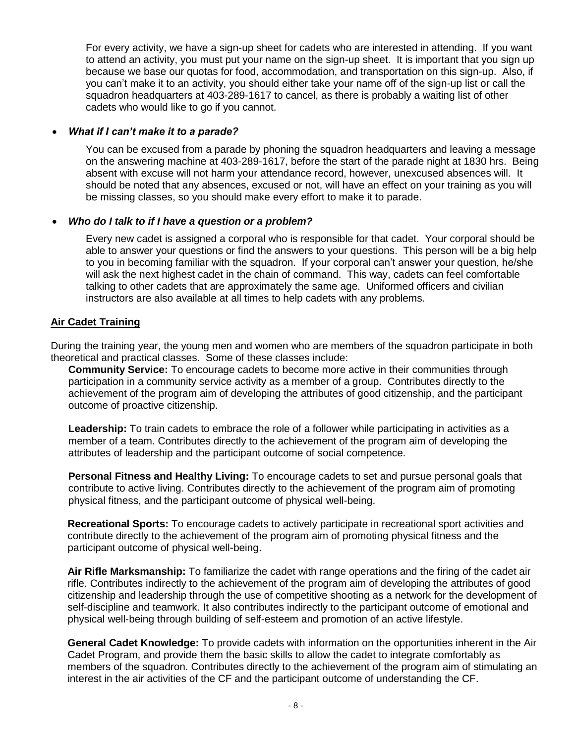For every activity, we have a sign-up sheet for cadets who are interested in attending. If you want to attend an activity, you must put your name on the sign-up sheet. It is important that you sign up because we base our quotas for food, accommodation, and transportation on this sign-up. Also, if you can't make it to an activity, you should either take your name off of the sign-up list or call the squadron headquarters at 403-289-1617 to cancel, as there is probably a waiting list of other cadets who would like to go if you cannot.

- ***What if I can't make it to a parade?***

  You can be excused from a parade by phoning the squadron headquarters and leaving a message on the answering machine at 403-289-1617, before the start of the parade night at 1830 hrs. Being absent with excuse will not harm your attendance record, however, unexcused absences will. It should be noted that any absences, excused or not, will have an effect on your training as you will be missing classes, so you should make every effort to make it to parade.

- ***Who do I talk to if I have a question or a problem?***

  Every new cadet is assigned a corporal who is responsible for that cadet. Your corporal should be able to answer your questions or find the answers to your questions. This person will be a big help to you in becoming familiar with the squadron. If your corporal can't answer your question, he/she will ask the next highest cadet in the chain of command. This way, cadets can feel comfortable talking to other cadets that are approximately the same age. Uniformed officers and civilian instructors are also available at all times to help cadets with any problems.

## Air Cadet Training

During the training year, the young men and women who are members of the squadron participate in both theoretical and practical classes. Some of these classes include:

**Community Service:** To encourage cadets to become more active in their communities through participation in a community service activity as a member of a group. Contributes directly to the achievement of the program aim of developing the attributes of good citizenship, and the participant outcome of proactive citizenship.

**Leadership:** To train cadets to embrace the role of a follower while participating in activities as a member of a team. Contributes directly to the achievement of the program aim of developing the attributes of leadership and the participant outcome of social competence.

**Personal Fitness and Healthy Living:** To encourage cadets to set and pursue personal goals that contribute to active living. Contributes directly to the achievement of the program aim of promoting physical fitness, and the participant outcome of physical well-being.

**Recreational Sports:** To encourage cadets to actively participate in recreational sport activities and contribute directly to the achievement of the program aim of promoting physical fitness and the participant outcome of physical well-being.

**Air Rifle Marksmanship:** To familiarize the cadet with range operations and the firing of the cadet air rifle. Contributes indirectly to the achievement of the program aim of developing the attributes of good citizenship and leadership through the use of competitive shooting as a network for the development of self-discipline and teamwork. It also contributes indirectly to the participant outcome of emotional and physical well-being through building of self-esteem and promotion of an active lifestyle.

**General Cadet Knowledge:** To provide cadets with information on the opportunities inherent in the Air Cadet Program, and provide them the basic skills to allow the cadet to integrate comfortably as members of the squadron. Contributes directly to the achievement of the program aim of stimulating an interest in the air activities of the CF and the participant outcome of understanding the CF.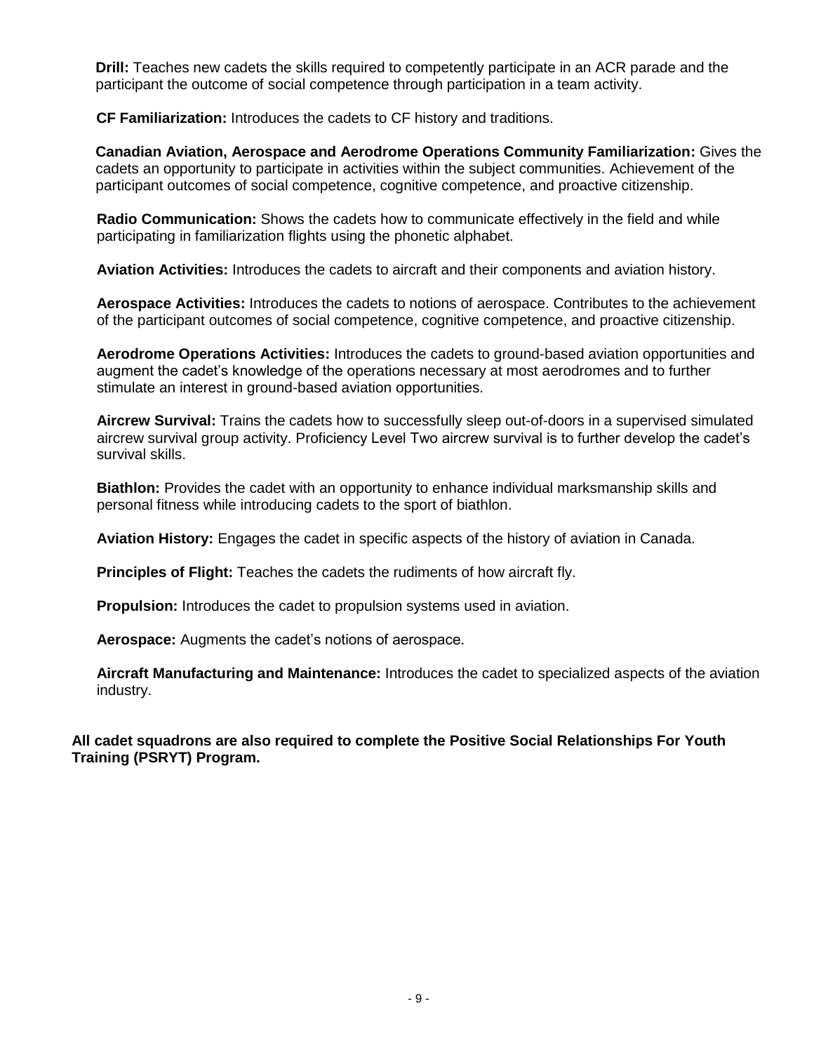**Drill:** Teaches new cadets the skills required to competently participate in an ACR parade and the participant the outcome of social competence through participation in a team activity.

**CF Familiarization:** Introduces the cadets to CF history and traditions.

**Canadian Aviation, Aerospace and Aerodrome Operations Community Familiarization:** Gives the cadets an opportunity to participate in activities within the subject communities. Achievement of the participant outcomes of social competence, cognitive competence, and proactive citizenship.

**Radio Communication:** Shows the cadets how to communicate effectively in the field and while participating in familiarization flights using the phonetic alphabet.

**Aviation Activities:** Introduces the cadets to aircraft and their components and aviation history.

**Aerospace Activities:** Introduces the cadets to notions of aerospace. Contributes to the achievement of the participant outcomes of social competence, cognitive competence, and proactive citizenship.

**Aerodrome Operations Activities:** Introduces the cadets to ground-based aviation opportunities and augment the cadet's knowledge of the operations necessary at most aerodromes and to further stimulate an interest in ground-based aviation opportunities.

**Aircrew Survival:** Trains the cadets how to successfully sleep out-of-doors in a supervised simulated aircrew survival group activity. Proficiency Level Two aircrew survival is to further develop the cadet's survival skills.

**Biathlon:** Provides the cadet with an opportunity to enhance individual marksmanship skills and personal fitness while introducing cadets to the sport of biathlon.

**Aviation History:** Engages the cadet in specific aspects of the history of aviation in Canada.

**Principles of Flight:** Teaches the cadets the rudiments of how aircraft fly.

**Propulsion:** Introduces the cadet to propulsion systems used in aviation.

**Aerospace:** Augments the cadet's notions of aerospace.

**Aircraft Manufacturing and Maintenance:** Introduces the cadet to specialized aspects of the aviation industry.

**All cadet squadrons are also required to complete the Positive Social Relationships For Youth Training (PSRYT) Program.**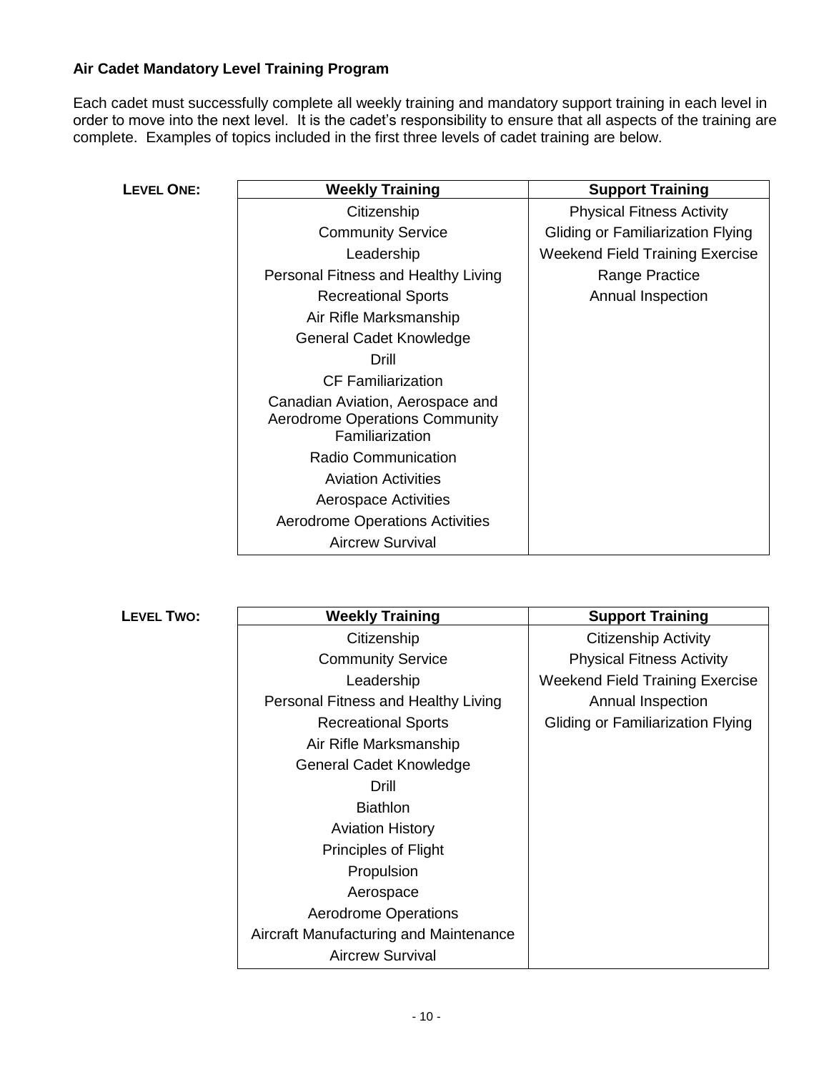**Air Cadet Mandatory Level Training Program**

Each cadet must successfully complete all weekly training and mandatory support training in each level in order to move into the next level. It is the cadet's responsibility to ensure that all aspects of the training are complete. Examples of topics included in the first three levels of cadet training are below.

**LEVEL ONE:**

| Weekly Training | Support Training |
|---|---|
| Citizenship | Physical Fitness Activity |
| Community Service | Gliding or Familiarization Flying |
| Leadership | Weekend Field Training Exercise |
| Personal Fitness and Healthy Living | Range Practice |
| Recreational Sports | Annual Inspection |
| Air Rifle Marksmanship | |
| General Cadet Knowledge | |
| Drill | |
| CF Familiarization | |
| Canadian Aviation, Aerospace and Aerodrome Operations Community Familiarization | |
| Radio Communication | |
| Aviation Activities | |
| Aerospace Activities | |
| Aerodrome Operations Activities | |
| Aircrew Survival | |

**LEVEL TWO:**

| Weekly Training | Support Training |
|---|---|
| Citizenship | Citizenship Activity |
| Community Service | Physical Fitness Activity |
| Leadership | Weekend Field Training Exercise |
| Personal Fitness and Healthy Living | Annual Inspection |
| Recreational Sports | Gliding or Familiarization Flying |
| Air Rifle Marksmanship | |
| General Cadet Knowledge | |
| Drill | |
| Biathlon | |
| Aviation History | |
| Principles of Flight | |
| Propulsion | |
| Aerospace | |
| Aerodrome Operations | |
| Aircraft Manufacturing and Maintenance | |
| Aircrew Survival | |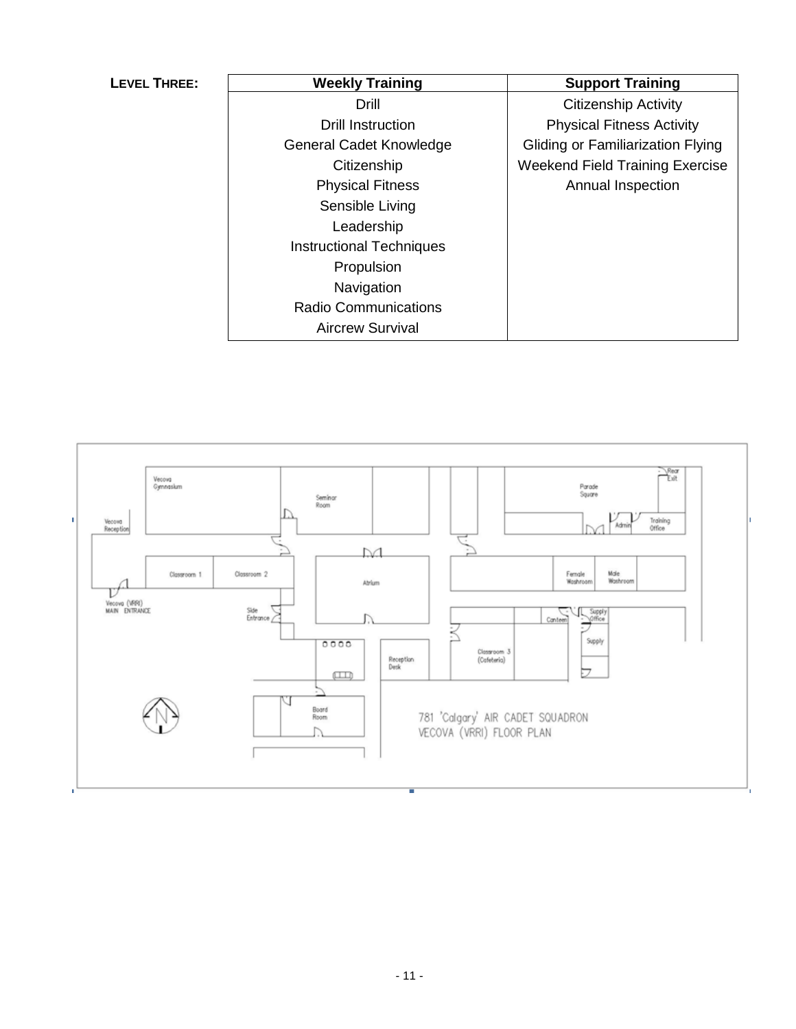**LEVEL THREE:**

| Weekly Training | Support Training |
|---|---|
| Drill | Citizenship Activity |
| Drill Instruction | Physical Fitness Activity |
| General Cadet Knowledge | Gliding or Familiarization Flying |
| Citizenship | Weekend Field Training Exercise |
| Physical Fitness | Annual Inspection |
| Sensible Living | |
| Leadership | |
| Instructional Techniques | |
| Propulsion | |
| Navigation | |
| Radio Communications | |
| Aircrew Survival | |

Vecova Gymnasium
Seminar Room
Parade Square
Rear Exit
Vecova Reception
Admin
Training Office
Classroom 1
Classroom 2
Atrium
Female Washroom
Male Washroom
Vecova (VRRI) MAIN ENTRANCE
Side Entrance
Canteen
Supply Office
Supply
Reception Desk
Classroom 3 (Cafeteria)
Board Room
N
781 'Calgary' AIR CADET SQUADRON
VECOVA (VRRI) FLOOR PLAN